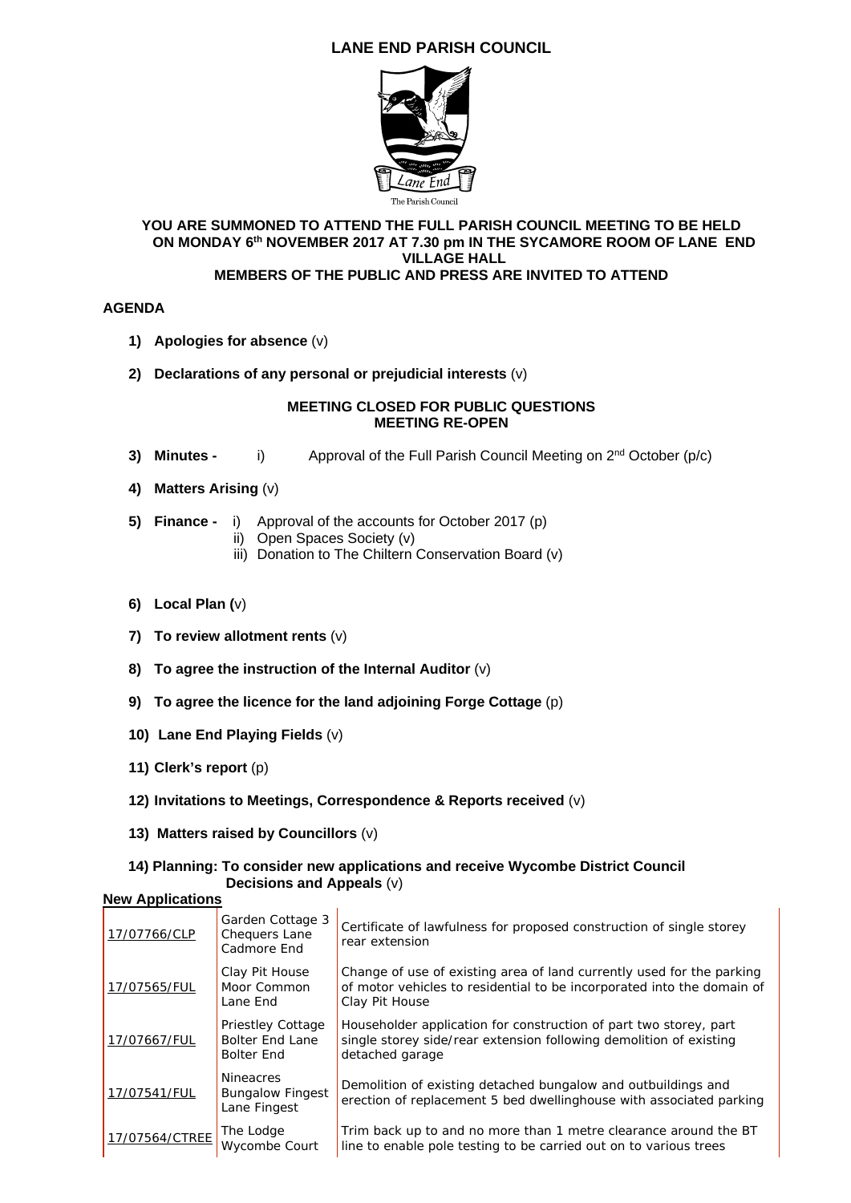# LANE END PARISH COUNCIL

The Parish Council

**YOU ARE SUMMONED TO ATTEND THE FULL PARISH COUNCIL MEETING TO BE HELD ON MONDAY 6th NOVEMBER 2017 AT 7.30 pm IN THE SYCAMORE ROOM OF LANE END VILLAGE HALL**
**MEMBERS OF THE PUBLIC AND PRESS ARE INVITED TO ATTEND**

**AGENDA**

1) **Apologies for absence** (v)

2) **Declarations of any personal or prejudicial interests** (v)

**MEETING CLOSED FOR PUBLIC QUESTIONS**
**MEETING RE-OPEN**

3) **Minutes -** i) Approval of the Full Parish Council Meeting on 2nd October (p/c)

4) **Matters Arising** (v)

5) **Finance -** i) Approval of the accounts for October 2017 (p)
   ii) Open Spaces Society (v)
   iii) Donation to The Chiltern Conservation Board (v)

6) **Local Plan (**v)

7) **To review allotment rents** (v)

8) **To agree the instruction of the Internal Auditor** (v)

9) **To agree the licence for the land adjoining Forge Cottage** (p)

10) **Lane End Playing Fields** (v)

11) **Clerk's report** (p)

12) **Invitations to Meetings, Correspondence & Reports received** (v)

13) **Matters raised by Councillors** (v)

14) **Planning: To consider new applications and receive Wycombe District Council Decisions and Appeals** (v)

**New Applications**

| | | |
|---|---|---|
| 17/07766/CLP | Garden Cottage 3 Chequers Lane Cadmore End | Certificate of lawfulness for proposed construction of single storey rear extension |
| 17/07565/FUL | Clay Pit House Moor Common Lane End | Change of use of existing area of land currently used for the parking of motor vehicles to residential to be incorporated into the domain of Clay Pit House |
| 17/07667/FUL | Priestley Cottage Bolter End Lane Bolter End | Householder application for construction of part two storey, part single storey side/rear extension following demolition of existing detached garage |
| 17/07541/FUL | Nineacres Bungalow Fingest Lane Fingest | Demolition of existing detached bungalow and outbuildings and erection of replacement 5 bed dwellinghouse with associated parking |
| 17/07564/CTREE | The Lodge Wycombe Court | Trim back up to and no more than 1 metre clearance around the BT line to enable pole testing to be carried out on to various trees |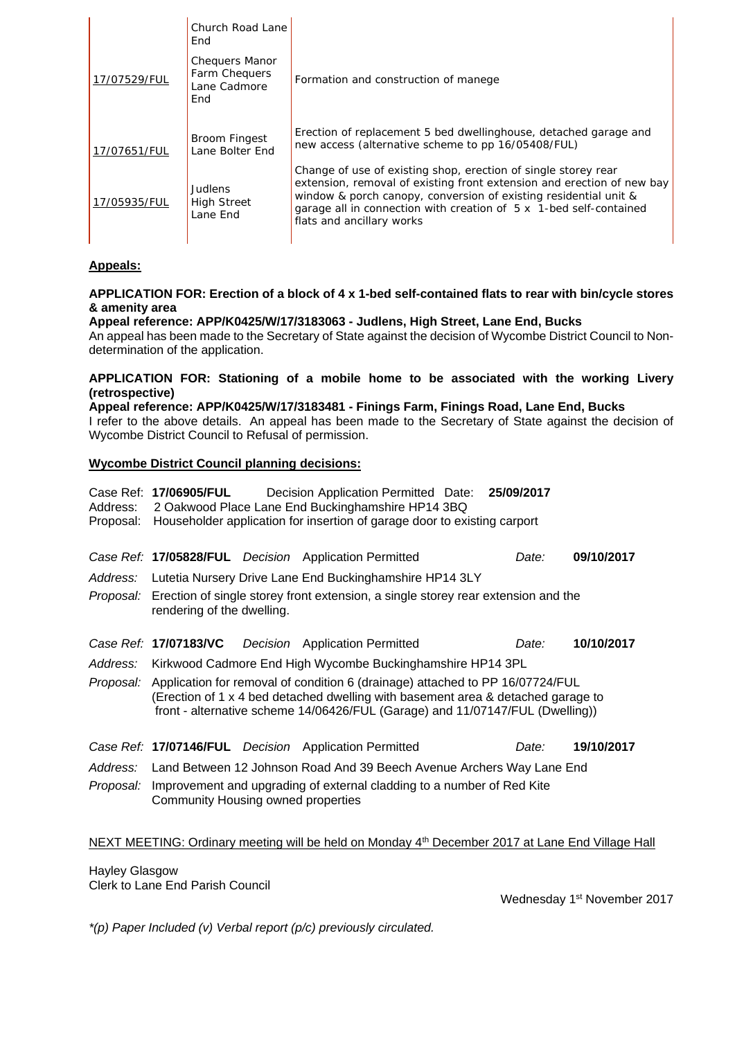| | | |
|---|---|---|
| | Church Road Lane End | |
| 17/07529/FUL | Chequers Manor Farm Chequers Lane Cadmore End | Formation and construction of manege |
| 17/07651/FUL | Broom Fingest Lane Bolter End | Erection of replacement 5 bed dwellinghouse, detached garage and new access (alternative scheme to pp 16/05408/FUL) |
| 17/05935/FUL | Judlens High Street Lane End | Change of use of existing shop, erection of single storey rear extension, removal of existing front extension and erection of new bay window & porch canopy, conversion of existing residential unit & garage all in connection with creation of 5 x 1-bed self-contained flats and ancillary works |

**Appeals:**

**APPLICATION FOR: Erection of a block of 4 x 1-bed self-contained flats to rear with bin/cycle stores & amenity area**

**Appeal reference: APP/K0425/W/17/3183063 - Judlens, High Street, Lane End, Bucks**

An appeal has been made to the Secretary of State against the decision of Wycombe District Council to Non-determination of the application.

**APPLICATION FOR: Stationing of a mobile home to be associated with the working Livery (retrospective)**

**Appeal reference: APP/K0425/W/17/3183481 - Finings Farm, Finings Road, Lane End, Bucks**

I refer to the above details. An appeal has been made to the Secretary of State against the decision of Wycombe District Council to Refusal of permission.

**Wycombe District Council planning decisions:**

Case Ref: **17/06905/FUL** Decision Application Permitted Date: **25/09/2017**

Address: 2 Oakwood Place Lane End Buckinghamshire HP14 3BQ

Proposal: Householder application for insertion of garage door to existing carport

*Case Ref:* **17/05828/FUL** *Decision* Application Permitted *Date:* **09/10/2017**

*Address:* Lutetia Nursery Drive Lane End Buckinghamshire HP14 3LY

*Proposal:* Erection of single storey front extension, a single storey rear extension and the rendering of the dwelling.

*Case Ref:* **17/07183/VC** *Decision* Application Permitted *Date:* **10/10/2017**

*Address:* Kirkwood Cadmore End High Wycombe Buckinghamshire HP14 3PL

*Proposal:* Application for removal of condition 6 (drainage) attached to PP 16/07724/FUL (Erection of 1 x 4 bed detached dwelling with basement area & detached garage to front - alternative scheme 14/06426/FUL (Garage) and 11/07147/FUL (Dwelling))

*Case Ref:* **17/07146/FUL** *Decision* Application Permitted *Date:* **19/10/2017**

*Address:* Land Between 12 Johnson Road And 39 Beech Avenue Archers Way Lane End

*Proposal:* Improvement and upgrading of external cladding to a number of Red Kite Community Housing owned properties

NEXT MEETING: Ordinary meeting will be held on Monday 4th December 2017 at Lane End Village Hall

Hayley Glasgow
Clerk to Lane End Parish Council

Wednesday 1st November 2017

*\*(p) Paper Included (v) Verbal report (p/c) previously circulated.*